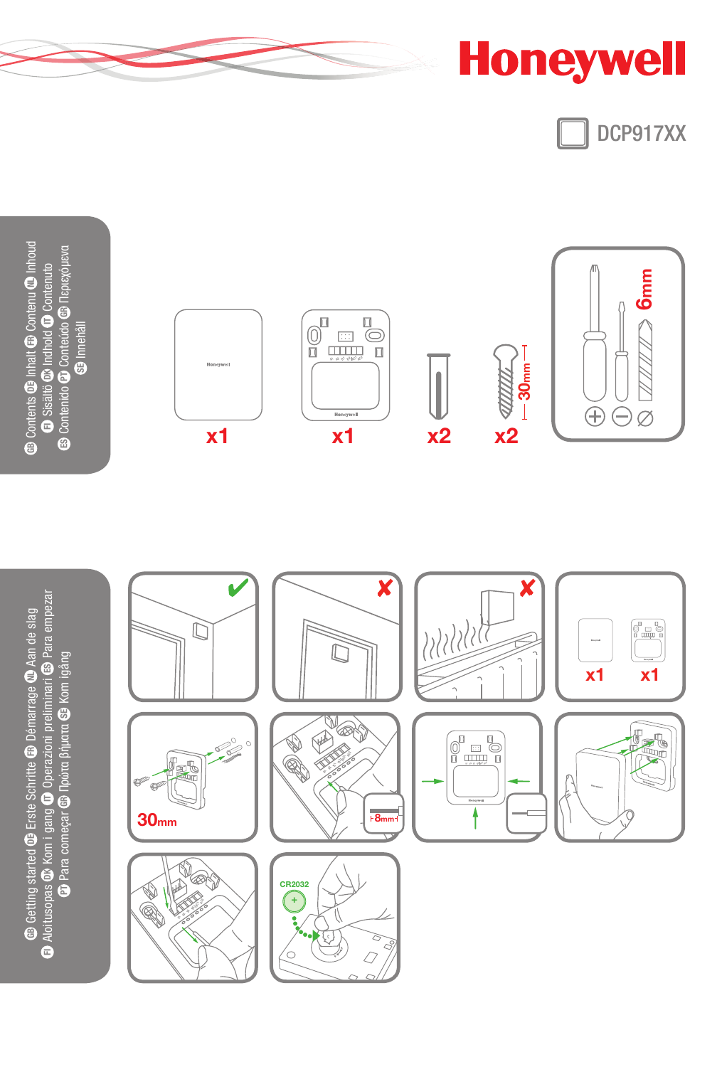# Honeywell

DCP917XX

## GB Contents DE Inhalt FR Contenu NL Inhoud FI Sisältö DK Indhold IT Contenuto ES Contenido PT Conteúdo GR Περιεχόμενα SE Innehåll

Honeywell

x1

Honeywell

x1

x2

30mm

x2

6mm

## GB Getting started DE Erste Schritte FR Démarrage NL Aan de slag FI Aloitusopas DK Kom i gang IT Operazioni preliminari ES Para empezar PT Para começar GR Πρώτα βήματα SE Kom igång

x1

x1

30mm

8mm

CR2032

+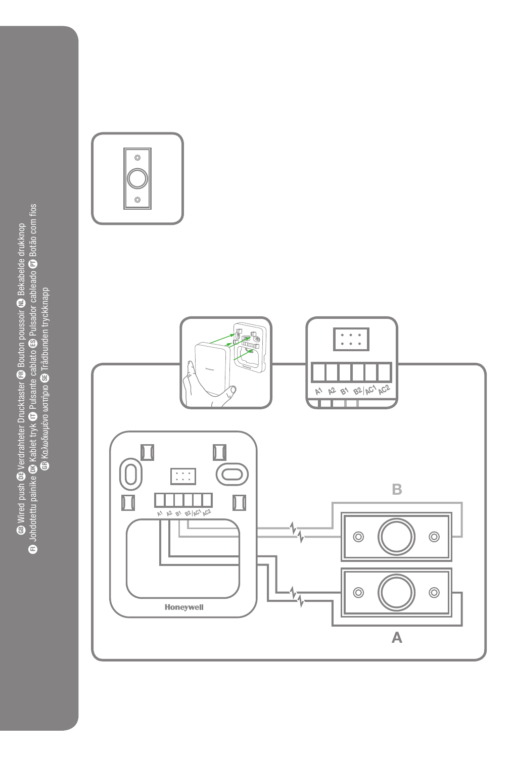GB Wired push DE Verdrahteter Drucktaster FR Bouton poussoir NL Bekabelde drukknop
FI Johdotettu painike DK Kablet tryk IT Pulsante cablato ES Pulsador cableado PT Botão com fios
GR Καλωδιωμένο ωστήριο SE Trådbunden tryckknapp

A1 A2 B1 B2/AC1 AC2

A1 A2 B1 B2/AC1 AC2

Honeywell

B

A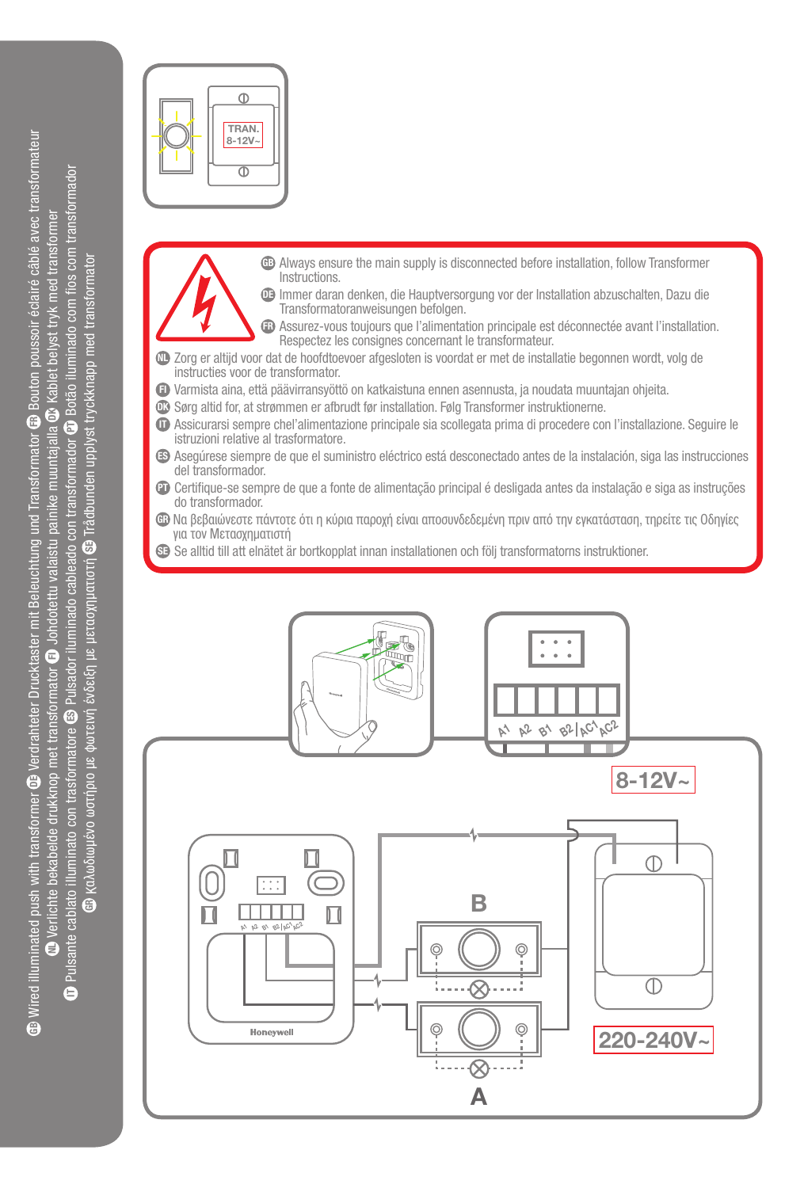GB Wired illuminated push with transformer DE Verdrahteter Drucktaster mit Beleuchtung und Transformator FR Bouton poussoir éclairé câblé avec transformateur NL Verlichte bekabelde drukknop met transformator FI Johdotettu valaistu painike muuntajalla DK Kablet belyst tryk med transformer IT Pulsante cablato illuminato con trasformatore ES Pulsador iluminado cableado con transformador PT Botão iluminado com fios com transformador GR Καλωδιωμένο ωστήριο με φωτεινή ένδειξη με μετασχηματιστή SE Trådbunden upplyst tryckknapp med transformator

TRAN.
8-12V~

GB Always ensure the main supply is disconnected before installation, follow Transformer Instructions.

DE Immer daran denken, die Hauptversorgung vor der Installation abzuschalten, Dazu die Transformatoranweisungen befolgen.

FR Assurez-vous toujours que l'alimentation principale est déconnectée avant l'installation. Respectez les consignes concernant le transformateur.

NL Zorg er altijd voor dat de hoofdtoevoer afgesloten is voordat er met de installatie begonnen wordt, volg de instructies voor de transformator.

FI Varmista aina, että päävirransyöttö on katkaistuna ennen asennusta, ja noudata muuntajan ohjeita.

DK Sørg altid for, at strømmen er afbrudt før installation. Følg Transformer instruktionerne.

IT Assicurarsi sempre chel'alimentazione principale sia scollegata prima di procedere con l'installazione. Seguire le istruzioni relative al trasformatore.

ES Asegúrese siempre de que el suministro eléctrico está desconectado antes de la instalación, siga las instrucciones del transformador.

PT Certifique-se sempre de que a fonte de alimentação principal é desligada antes da instalação e siga as instruções do transformador.

GR Να βεβαιώνεστε πάντοτε ότι η κύρια παροχή είναι αποσυνδεδεμένη πριν από την εγκατάσταση, τηρείτε τις Οδηγίες για τον Μετασχηματιστή

SE Se alltid till att elnätet är bortkopplat innan installationen och följ transformatorns instruktioner.

A1 A2 B1 B2 AC1 AC2

8-12V~

B

A

220-240V~

Honeywell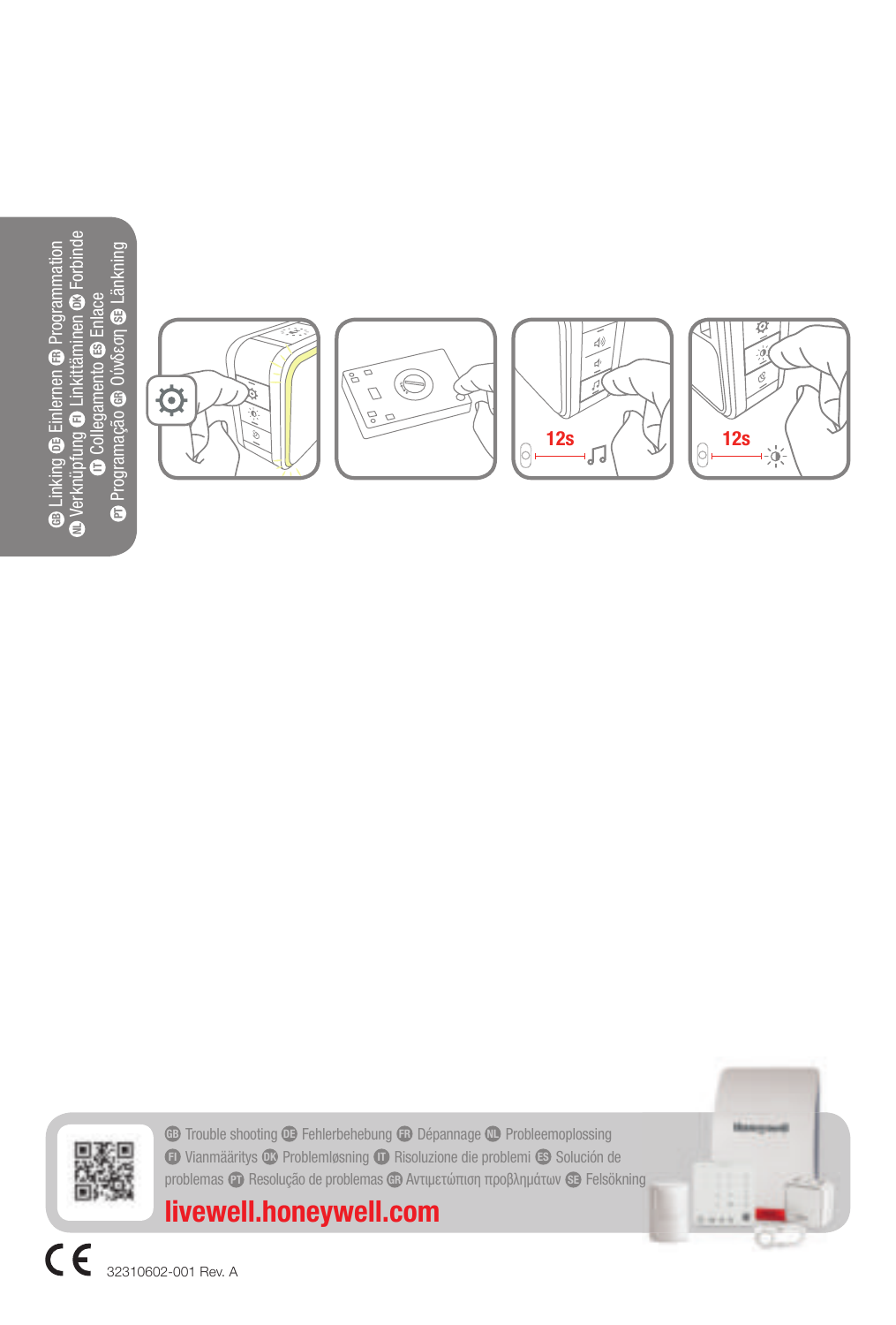GB Linking DE Einlernen FR Programmation NL Verknüpfung FI Linkittäminen DK Forbinde IT Collegamento ES Enlace PT Programação GR Ούνδεση SE Länkning

12s

12s

GB Trouble shooting DE Fehlerbehebung FR Dépannage NL Probleemoplossing FI Vianmäärітys DK Problemløsning IT Risoluzione die problemi ES Solución de problemas PT Resolução de problemas GR Αντιμετώπιση προβλημάτων SE Felsökning

**livewell.honeywell.com**

CE 32310602-001 Rev. A